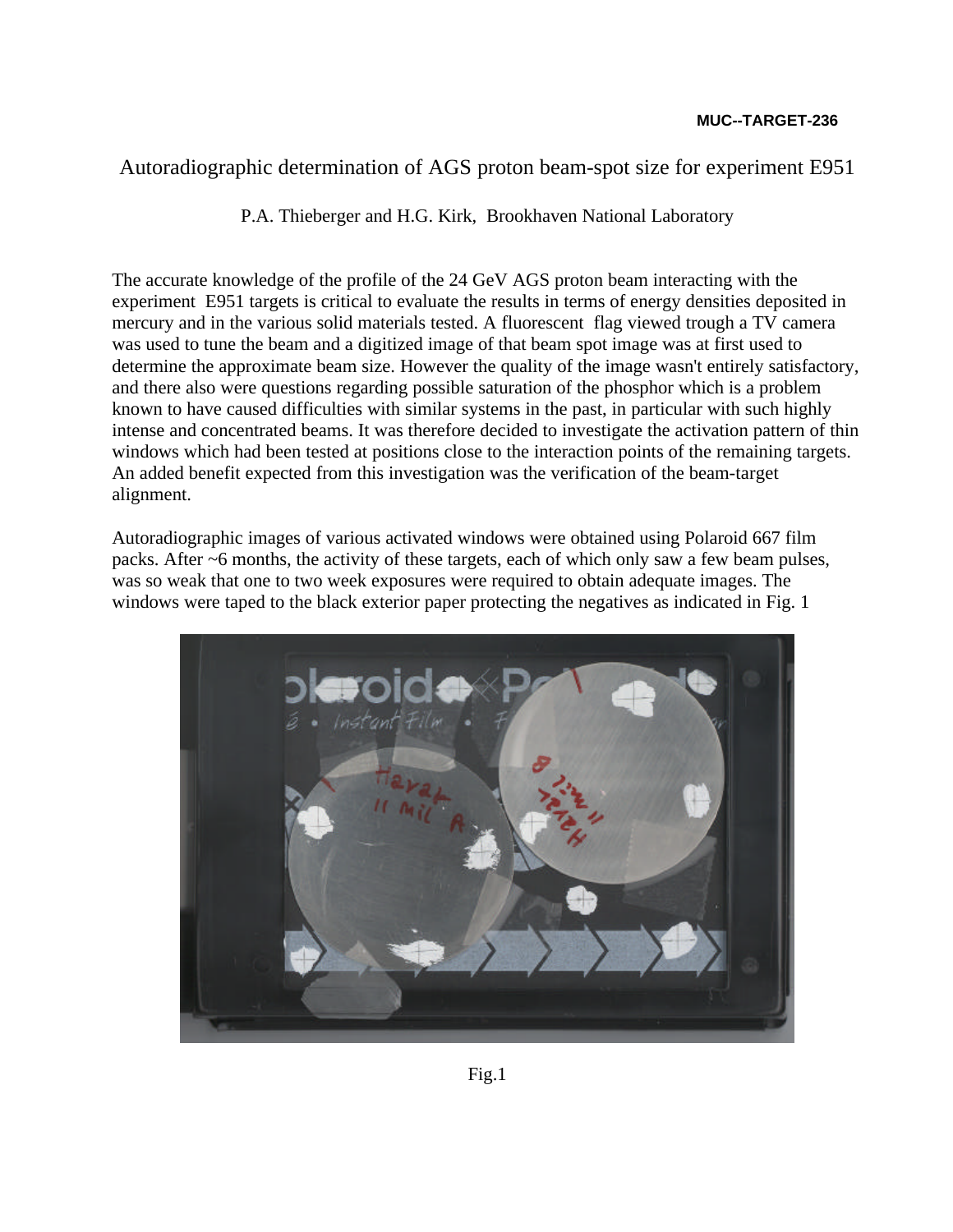MUC--TARGET-236

# Autoradiographic determination of AGS proton beam-spot size for experiment E951

P.A. Thieberger and H.G. Kirk, Brookhaven National Laboratory

The accurate knowledge of the profile of the 24 GeV AGS proton beam interacting with the experiment E951 targets is critical to evaluate the results in terms of energy densities deposited in mercury and in the various solid materials tested. A fluorescent flag viewed trough a TV camera was used to tune the beam and a digitized image of that beam spot image was at first used to determine the approximate beam size. However the quality of the image wasn't entirely satisfactory, and there also were questions regarding possible saturation of the phosphor which is a problem known to have caused difficulties with similar systems in the past, in particular with such highly intense and concentrated beams. It was therefore decided to investigate the activation pattern of thin windows which had been tested at positions close to the interaction points of the remaining targets. An added benefit expected from this investigation was the verification of the beam-target alignment.

Autoradiographic images of various activated windows were obtained using Polaroid 667 film packs. After ~6 months, the activity of these targets, each of which only saw a few beam pulses, was so weak that one to two week exposures were required to obtain adequate images. The windows were taped to the black exterior paper protecting the negatives as indicated in Fig. 1

Fig.1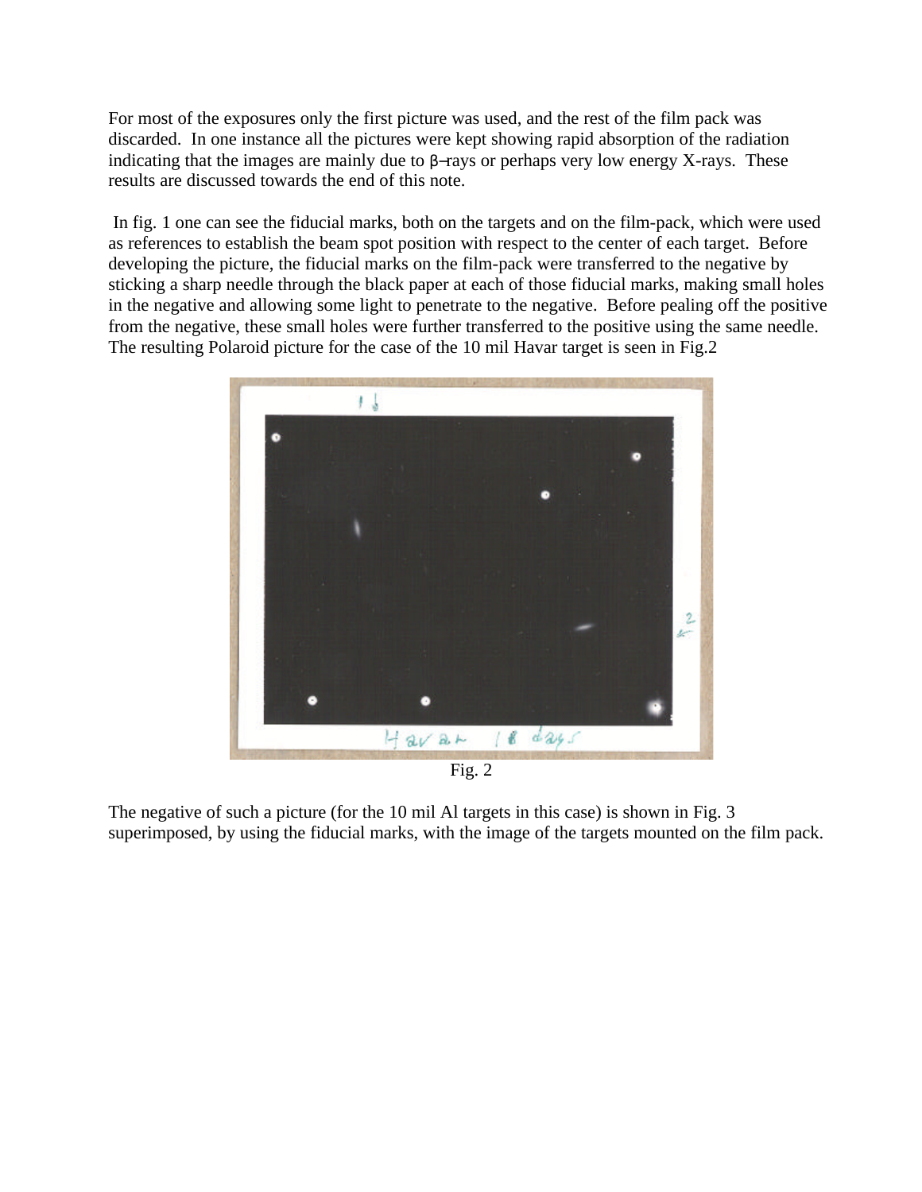For most of the exposures only the first picture was used, and the rest of the film pack was discarded. In one instance all the pictures were kept showing rapid absorption of the radiation indicating that the images are mainly due to β–rays or perhaps very low energy X-rays. These results are discussed towards the end of this note.

In fig. 1 one can see the fiducial marks, both on the targets and on the film-pack, which were used as references to establish the beam spot position with respect to the center of each target. Before developing the picture, the fiducial marks on the film-pack were transferred to the negative by sticking a sharp needle through the black paper at each of those fiducial marks, making small holes in the negative and allowing some light to penetrate to the negative. Before pealing off the positive from the negative, these small holes were further transferred to the positive using the same needle. The resulting Polaroid picture for the case of the 10 mil Havar target is seen in Fig.2

Fig. 2

The negative of such a picture (for the 10 mil Al targets in this case) is shown in Fig. 3 superimposed, by using the fiducial marks, with the image of the targets mounted on the film pack.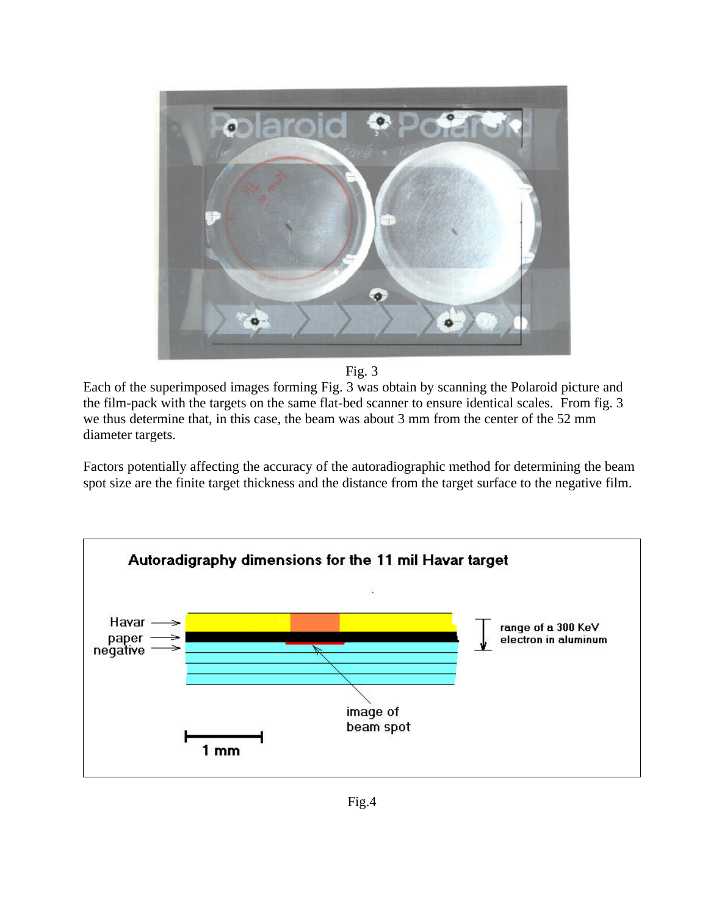Fig. 3

Each of the superimposed images forming Fig. 3 was obtain by scanning the Polaroid picture and the film-pack with the targets on the same flat-bed scanner to ensure identical scales. From fig. 3 we thus determine that, in this case, the beam was about 3 mm from the center of the 52 mm diameter targets.

Factors potentially affecting the accuracy of the autoradiographic method for determining the beam spot size are the finite target thickness and the distance from the target surface to the negative film.

Fig.4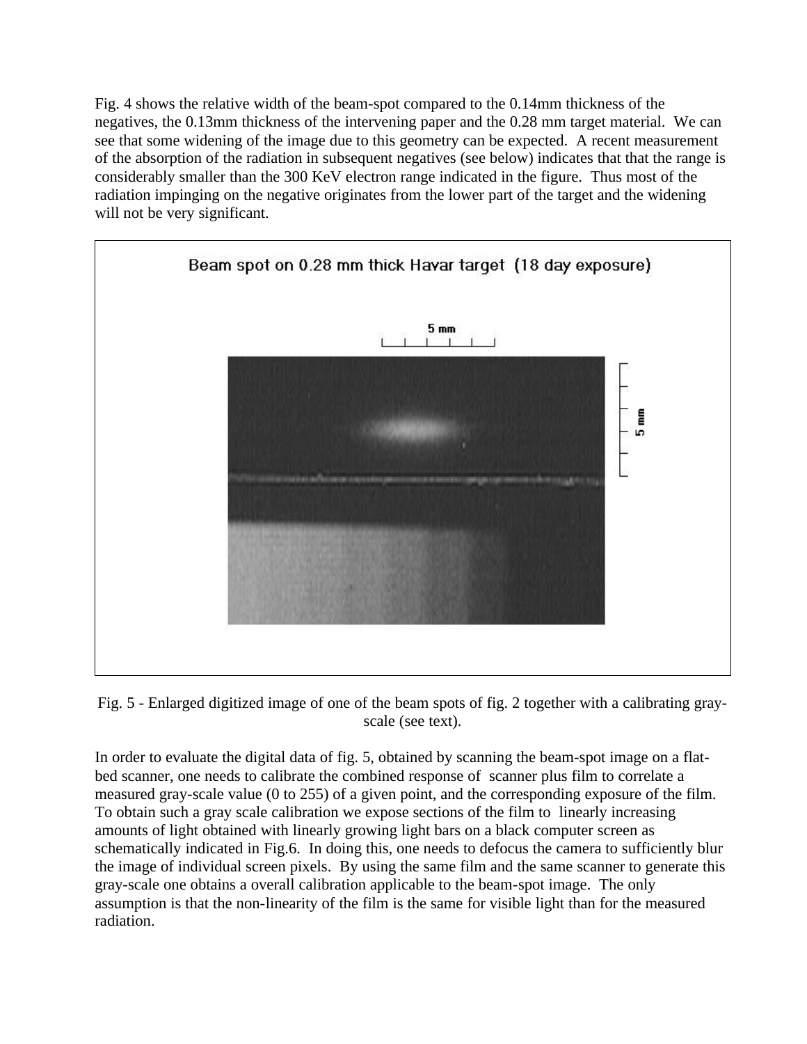Fig. 4 shows the relative width of the beam-spot compared to the 0.14mm thickness of the negatives, the 0.13mm thickness of the intervening paper and the 0.28 mm target material. We can see that some widening of the image due to this geometry can be expected. A recent measurement of the absorption of the radiation in subsequent negatives (see below) indicates that that the range is considerably smaller than the 300 KeV electron range indicated in the figure. Thus most of the radiation impinging on the negative originates from the lower part of the target and the widening will not be very significant.

Fig. 5 - Enlarged digitized image of one of the beam spots of fig. 2 together with a calibrating gray-scale (see text).

In order to evaluate the digital data of fig. 5, obtained by scanning the beam-spot image on a flat-bed scanner, one needs to calibrate the combined response of scanner plus film to correlate a measured gray-scale value (0 to 255) of a given point, and the corresponding exposure of the film. To obtain such a gray scale calibration we expose sections of the film to linearly increasing amounts of light obtained with linearly growing light bars on a black computer screen as schematically indicated in Fig.6. In doing this, one needs to defocus the camera to sufficiently blur the image of individual screen pixels. By using the same film and the same scanner to generate this gray-scale one obtains a overall calibration applicable to the beam-spot image. The only assumption is that the non-linearity of the film is the same for visible light than for the measured radiation.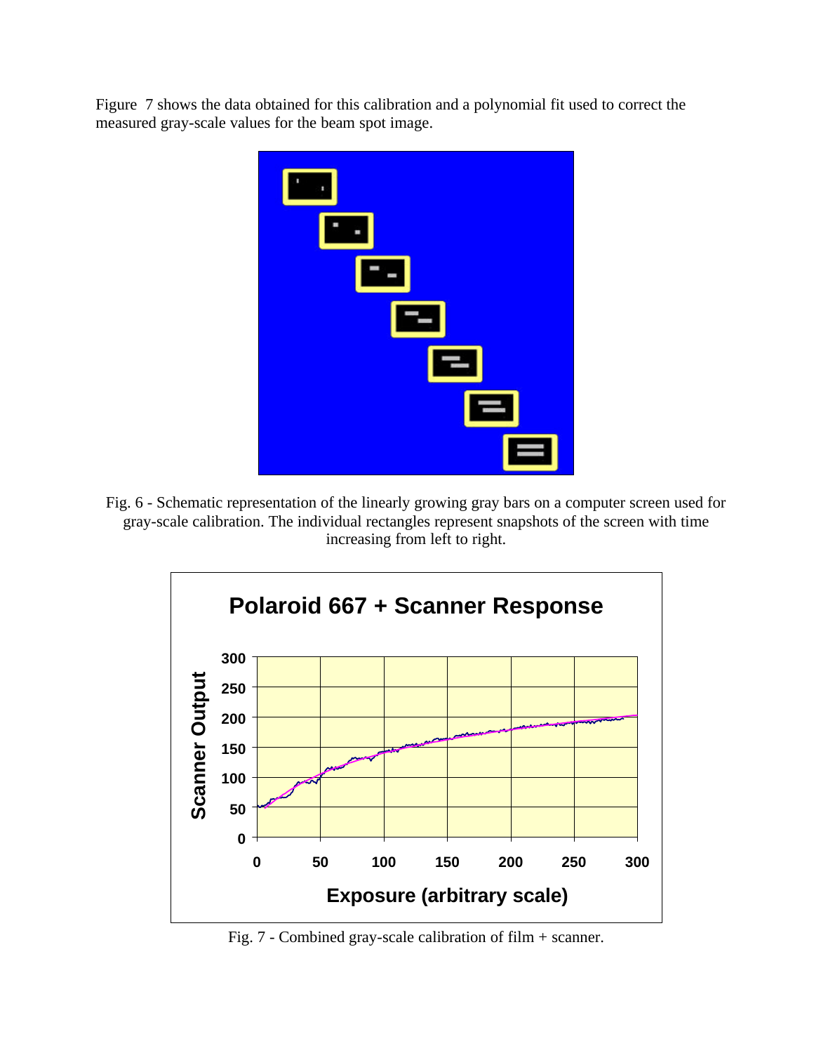Figure 7 shows the data obtained for this calibration and a polynomial fit used to correct the measured gray-scale values for the beam spot image.

Fig. 6 - Schematic representation of the linearly growing gray bars on a computer screen used for gray-scale calibration. The individual rectangles represent snapshots of the screen with time increasing from left to right.

Fig. 7 - Combined gray-scale calibration of film + scanner.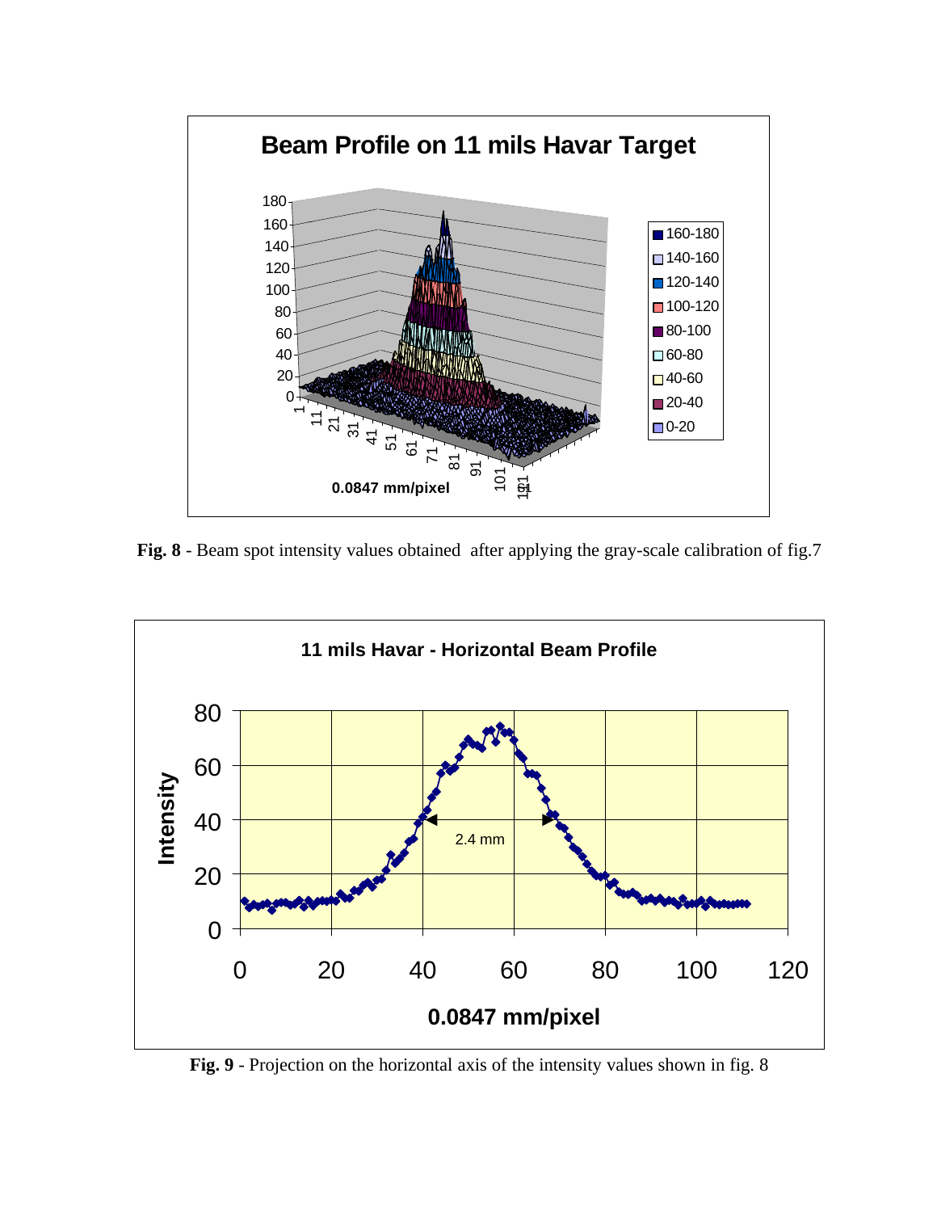**Fig. 8** - Beam spot intensity values obtained after applying the gray-scale calibration of fig.7

**Fig. 9** - Projection on the horizontal axis of the intensity values shown in fig. 8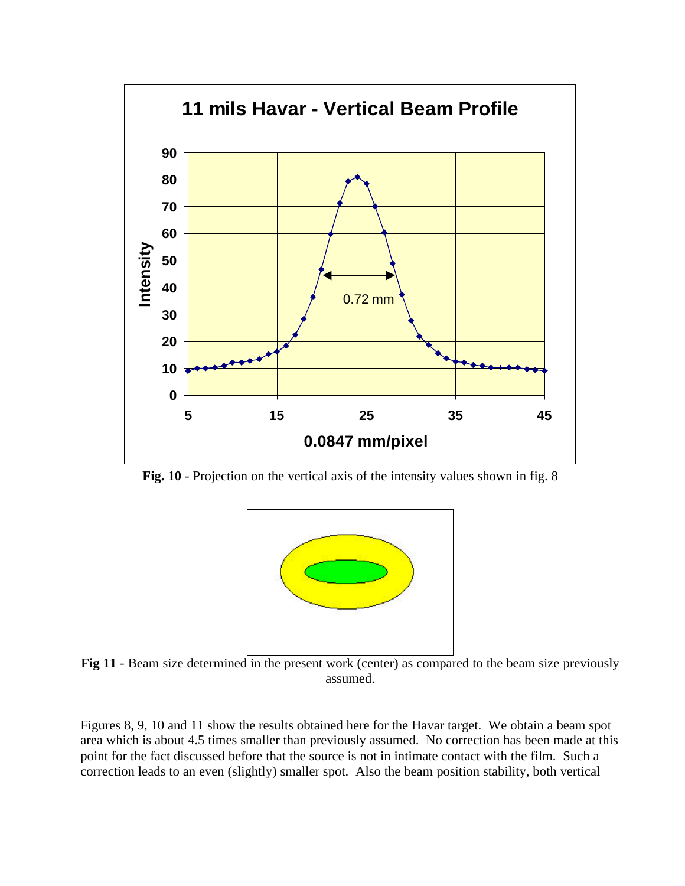**Fig. 10** - Projection on the vertical axis of the intensity values shown in fig. 8

**Fig 11** - Beam size determined in the present work (center) as compared to the beam size previously assumed.

Figures 8, 9, 10 and 11 show the results obtained here for the Havar target. We obtain a beam spot area which is about 4.5 times smaller than previously assumed. No correction has been made at this point for the fact discussed before that the source is not in intimate contact with the film. Such a correction leads to an even (slightly) smaller spot. Also the beam position stability, both vertical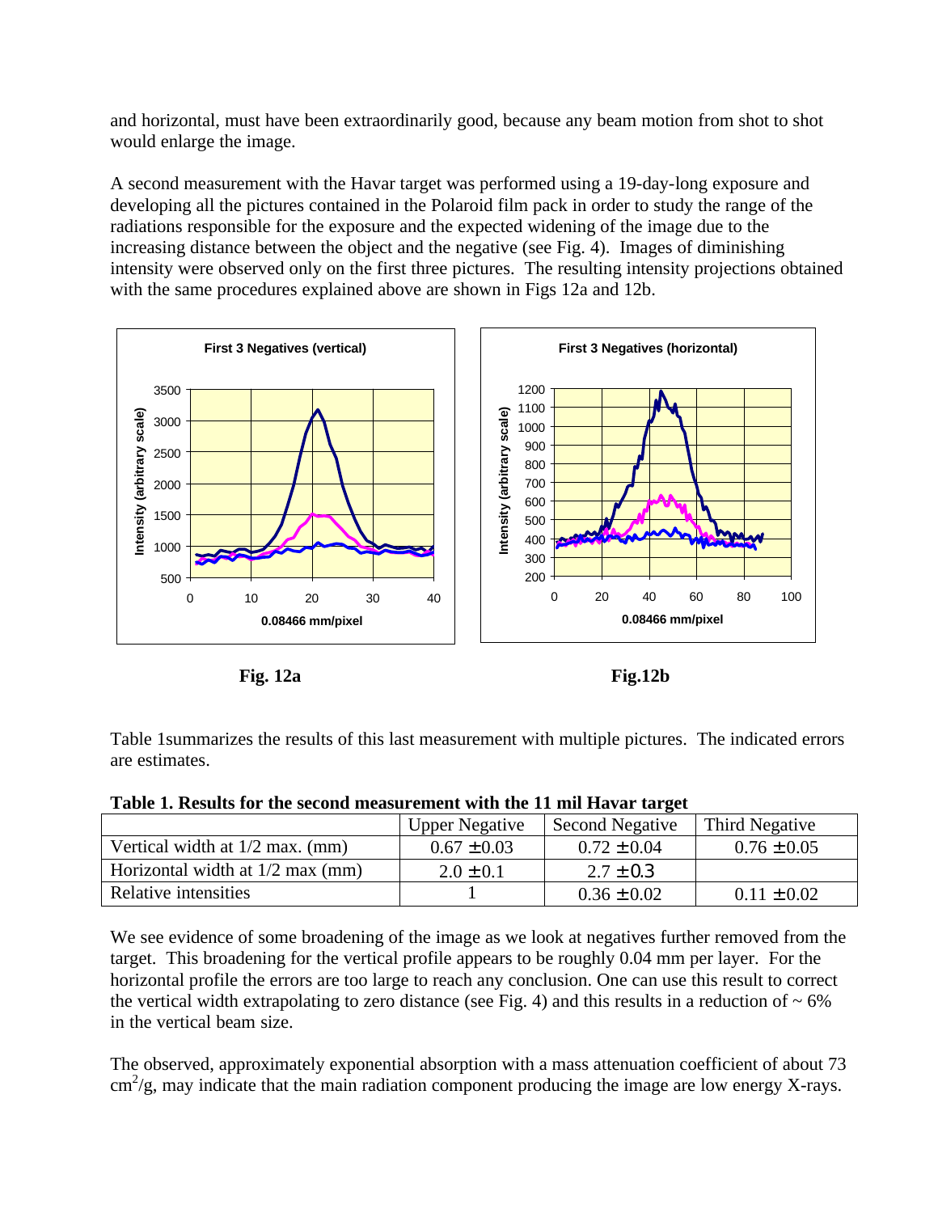and horizontal, must have been extraordinarily good, because any beam motion from shot to shot would enlarge the image.

A second measurement with the Havar target was performed using a 19-day-long exposure and developing all the pictures contained in the Polaroid film pack in order to study the range of the radiations responsible for the exposure and the expected widening of the image due to the increasing distance between the object and the negative (see Fig. 4). Images of diminishing intensity were observed only on the first three pictures. The resulting intensity projections obtained with the same procedures explained above are shown in Figs 12a and 12b.

**Fig. 12a** **Fig.12b**

Table 1summarizes the results of this last measurement with multiple pictures. The indicated errors are estimates.

**Table 1. Results for the second measurement with the 11 mil Havar target**

| | Upper Negative | Second Negative | Third Negative |
|---|---|---|---|
| Vertical width at 1/2 max. (mm) | $0.67 \pm 0.03$ | $0.72 \pm 0.04$ | $0.76 \pm 0.05$ |
| Horizontal width at 1/2 max (mm) | $2.0 \pm 0.1$ | $2.7 \pm 0.3$ | |
| Relative intensities | 1 | $0.36 \pm 0.02$ | $0.11 \pm 0.02$ |

We see evidence of some broadening of the image as we look at negatives further removed from the target. This broadening for the vertical profile appears to be roughly 0.04 mm per layer. For the horizontal profile the errors are too large to reach any conclusion. One can use this result to correct the vertical width extrapolating to zero distance (see Fig. 4) and this results in a reduction of ~ 6% in the vertical beam size.

The observed, approximately exponential absorption with a mass attenuation coefficient of about 73 $cm^2/g$, may indicate that the main radiation component producing the image are low energy X-rays.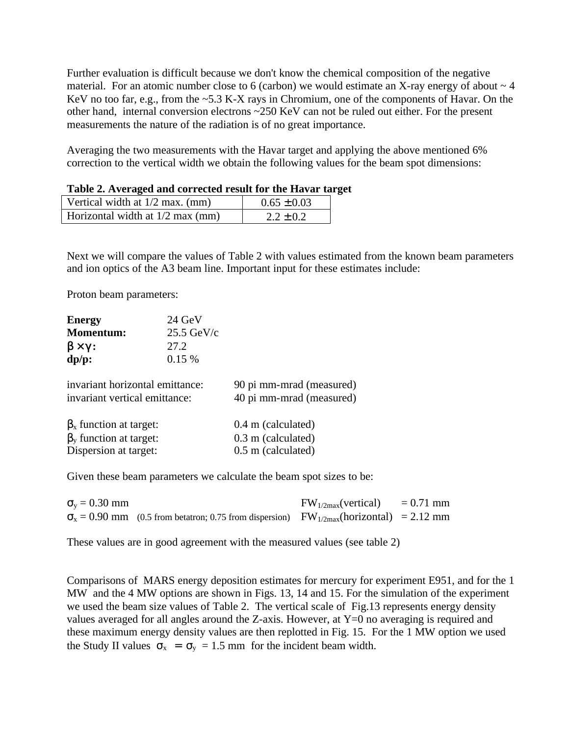Further evaluation is difficult because we don't know the chemical composition of the negative material. For an atomic number close to 6 (carbon) we would estimate an X-ray energy of about ~ 4 KeV no too far, e.g., from the ~5.3 K-X rays in Chromium, one of the components of Havar. On the other hand, internal conversion electrons ~250 KeV can not be ruled out either. For the present measurements the nature of the radiation is of no great importance.

Averaging the two measurements with the Havar target and applying the above mentioned 6% correction to the vertical width we obtain the following values for the beam spot dimensions:

**Table 2. Averaged and corrected result for the Havar target**

| | |
|---|---|
| Vertical width at 1/2 max. (mm) | $0.65 \pm 0.03$ |
| Horizontal width at 1/2 max (mm) | $2.2 \pm 0.2$ |

Next we will compare the values of Table 2 with values estimated from the known beam parameters and ion optics of the A3 beam line. Important input for these estimates include:

Proton beam parameters:

| | |
|---|---|
| **Energy** | 24 GeV |
| **Momentum:** | 25.5 GeV/c |
| $\beta \times \gamma$**:** | 27.2 |
| **dp/p:** | 0.15 % |

invariant horizontal emittance: 90 pi mm-mrad (measured)
invariant vertical emittance: 40 pi mm-mrad (measured)

$\beta_x$ function at target: 0.4 m (calculated)
$\beta_y$ function at target: 0.3 m (calculated)
Dispersion at target: 0.5 m (calculated)

Given these beam parameters we calculate the beam spot sizes to be:

$\sigma_y = 0.30$ mm $\quad$ $FW_{1/2max}$(vertical) = 0.71 mm
$\sigma_x = 0.90$ mm (0.5 from betatron; 0.75 from dispersion) $\quad$ $FW_{1/2max}$(horizontal) = 2.12 mm

These values are in good agreement with the measured values (see table 2)

Comparisons of MARS energy deposition estimates for mercury for experiment E951, and for the 1 MW and the 4 MW options are shown in Figs. 13, 14 and 15. For the simulation of the experiment we used the beam size values of Table 2. The vertical scale of Fig.13 represents energy density values averaged for all angles around the Z-axis. However, at Y=0 no averaging is required and these maximum energy density values are then replotted in Fig. 15. For the 1 MW option we used the Study II values $\sigma_x = \sigma_y = 1.5$ mm for the incident beam width.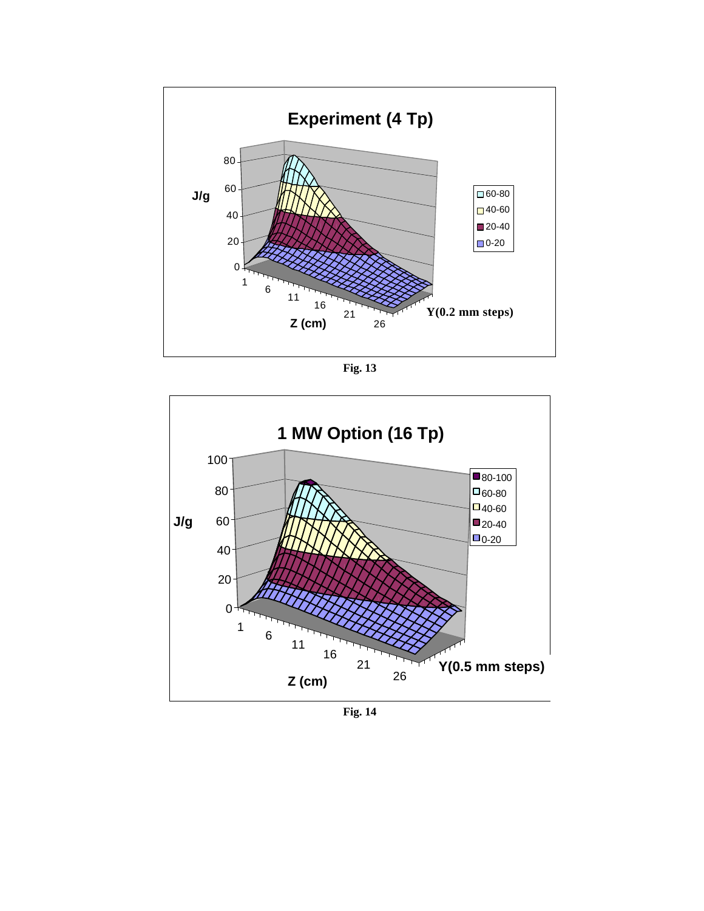Fig. 13

Fig. 14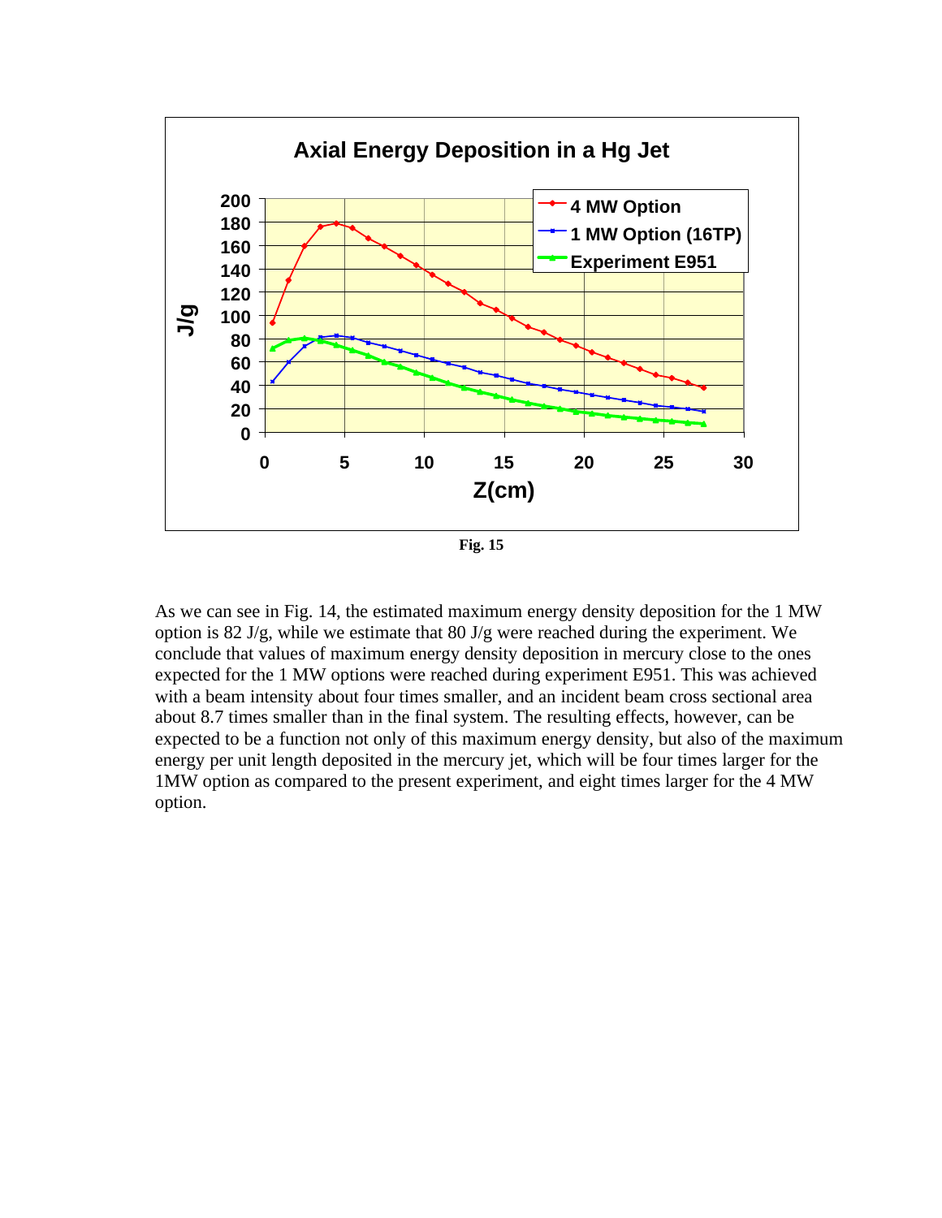Axial Energy Deposition in a Hg Jet

200
180
160
140
120
100
80
60
40
20
0

J/g

0 5 10 15 20 25 30

Z(cm)

4 MW Option
1 MW Option (16TP)
Experiment E951

**Fig. 15**

As we can see in Fig. 14, the estimated maximum energy density deposition for the 1 MW option is 82 J/g, while we estimate that 80 J/g were reached during the experiment. We conclude that values of maximum energy density deposition in mercury close to the ones expected for the 1 MW options were reached during experiment E951. This was achieved with a beam intensity about four times smaller, and an incident beam cross sectional area about 8.7 times smaller than in the final system. The resulting effects, however, can be expected to be a function not only of this maximum energy density, but also of the maximum energy per unit length deposited in the mercury jet, which will be four times larger for the 1MW option as compared to the present experiment, and eight times larger for the 4 MW option.